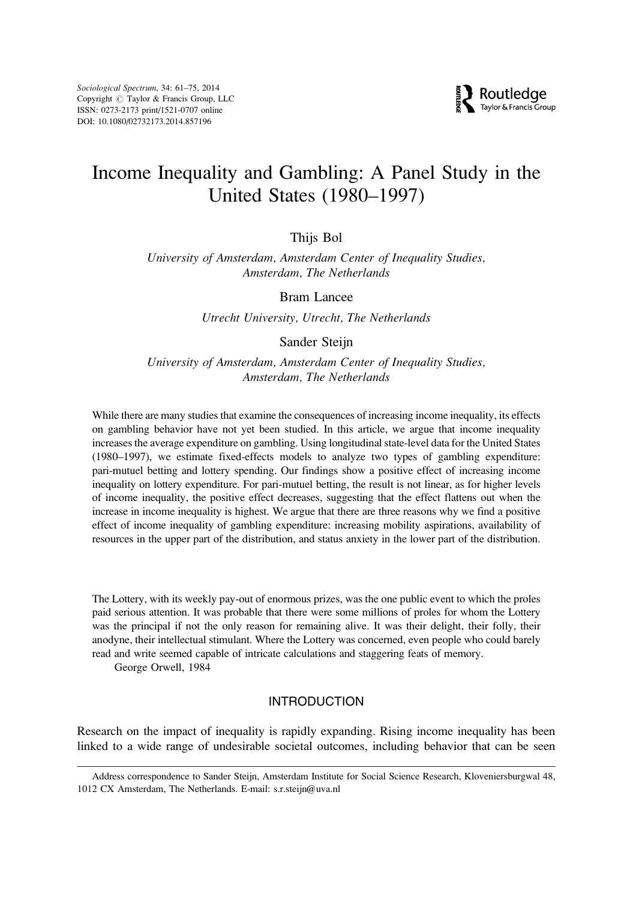# Income Inequality and Gambling: A Panel Study in the United States (1980–1997)

Thijs Bol

*University of Amsterdam, Amsterdam Center of Inequality Studies, Amsterdam, The Netherlands*

Bram Lancee

*Utrecht University, Utrecht, The Netherlands*

Sander Steijn

*University of Amsterdam, Amsterdam Center of Inequality Studies, Amsterdam, The Netherlands*

While there are many studies that examine the consequences of increasing income inequality, its effects on gambling behavior have not yet been studied. In this article, we argue that income inequality increases the average expenditure on gambling. Using longitudinal state-level data for the United States (1980–1997), we estimate fixed-effects models to analyze two types of gambling expenditure: pari-mutuel betting and lottery spending. Our findings show a positive effect of increasing income inequality on lottery expenditure. For pari-mutuel betting, the result is not linear, as for higher levels of income inequality, the positive effect decreases, suggesting that the effect flattens out when the increase in income inequality is highest. We argue that there are three reasons why we find a positive effect of income inequality of gambling expenditure: increasing mobility aspirations, availability of resources in the upper part of the distribution, and status anxiety in the lower part of the distribution.

The Lottery, with its weekly pay-out of enormous prizes, was the one public event to which the proles paid serious attention. It was probable that there were some millions of proles for whom the Lottery was the principal if not the only reason for remaining alive. It was their delight, their folly, their anodyne, their intellectual stimulant. Where the Lottery was concerned, even people who could barely read and write seemed capable of intricate calculations and staggering feats of memory.

George Orwell, 1984

## INTRODUCTION

Research on the impact of inequality is rapidly expanding. Rising income inequality has been linked to a wide range of undesirable societal outcomes, including behavior that can be seen

---

Address correspondence to Sander Steijn, Amsterdam Institute for Social Science Research, Kloveniersburgwal 48, 1012 CX Amsterdam, The Netherlands. E-mail: s.r.steijn@uva.nl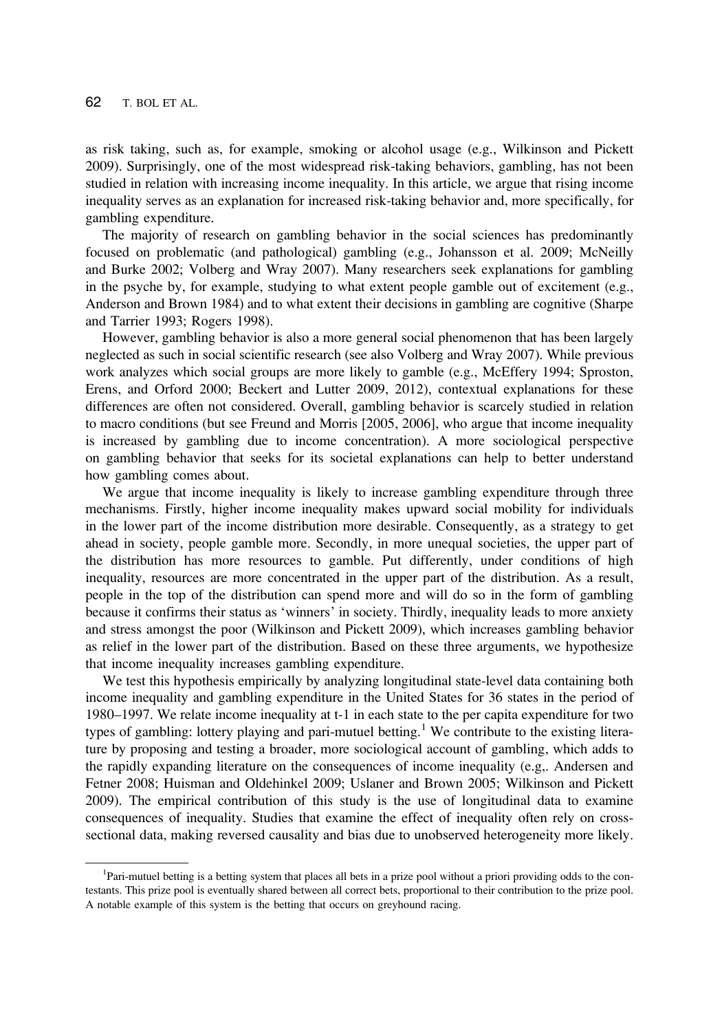as risk taking, such as, for example, smoking or alcohol usage (e.g., Wilkinson and Pickett 2009). Surprisingly, one of the most widespread risk-taking behaviors, gambling, has not been studied in relation with increasing income inequality. In this article, we argue that rising income inequality serves as an explanation for increased risk-taking behavior and, more specifically, for gambling expenditure.

The majority of research on gambling behavior in the social sciences has predominantly focused on problematic (and pathological) gambling (e.g., Johansson et al. 2009; McNeilly and Burke 2002; Volberg and Wray 2007). Many researchers seek explanations for gambling in the psyche by, for example, studying to what extent people gamble out of excitement (e.g., Anderson and Brown 1984) and to what extent their decisions in gambling are cognitive (Sharpe and Tarrier 1993; Rogers 1998).

However, gambling behavior is also a more general social phenomenon that has been largely neglected as such in social scientific research (see also Volberg and Wray 2007). While previous work analyzes which social groups are more likely to gamble (e.g., McEffery 1994; Sproston, Erens, and Orford 2000; Beckert and Lutter 2009, 2012), contextual explanations for these differences are often not considered. Overall, gambling behavior is scarcely studied in relation to macro conditions (but see Freund and Morris [2005, 2006], who argue that income inequality is increased by gambling due to income concentration). A more sociological perspective on gambling behavior that seeks for its societal explanations can help to better understand how gambling comes about.

We argue that income inequality is likely to increase gambling expenditure through three mechanisms. Firstly, higher income inequality makes upward social mobility for individuals in the lower part of the income distribution more desirable. Consequently, as a strategy to get ahead in society, people gamble more. Secondly, in more unequal societies, the upper part of the distribution has more resources to gamble. Put differently, under conditions of high inequality, resources are more concentrated in the upper part of the distribution. As a result, people in the top of the distribution can spend more and will do so in the form of gambling because it confirms their status as 'winners' in society. Thirdly, inequality leads to more anxiety and stress amongst the poor (Wilkinson and Pickett 2009), which increases gambling behavior as relief in the lower part of the distribution. Based on these three arguments, we hypothesize that income inequality increases gambling expenditure.

We test this hypothesis empirically by analyzing longitudinal state-level data containing both income inequality and gambling expenditure in the United States for 36 states in the period of 1980–1997. We relate income inequality at t-1 in each state to the per capita expenditure for two types of gambling: lottery playing and pari-mutuel betting.[1] We contribute to the existing literature by proposing and testing a broader, more sociological account of gambling, which adds to the rapidly expanding literature on the consequences of income inequality (e.g,. Andersen and Fetner 2008; Huisman and Oldehinkel 2009; Uslaner and Brown 2005; Wilkinson and Pickett 2009). The empirical contribution of this study is the use of longitudinal data to examine consequences of inequality. Studies that examine the effect of inequality often rely on cross-sectional data, making reversed causality and bias due to unobserved heterogeneity more likely.

[1] Pari-mutuel betting is a betting system that places all bets in a prize pool without a priori providing odds to the contestants. This prize pool is eventually shared between all correct bets, proportional to their contribution to the prize pool. A notable example of this system is the betting that occurs on greyhound racing.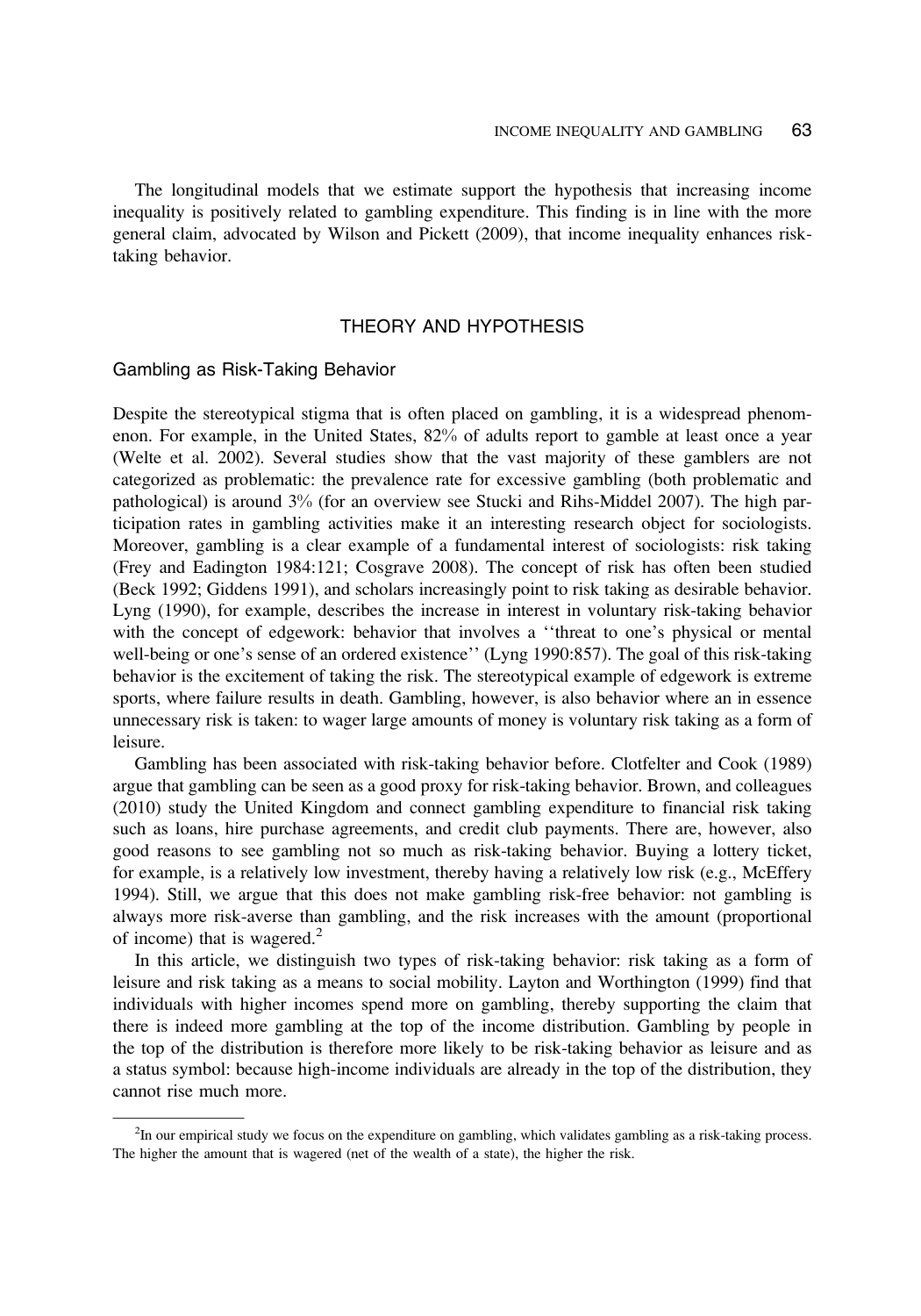The longitudinal models that we estimate support the hypothesis that increasing income inequality is positively related to gambling expenditure. This finding is in line with the more general claim, advocated by Wilson and Pickett (2009), that income inequality enhances risk-taking behavior.

## THEORY AND HYPOTHESIS

### Gambling as Risk-Taking Behavior

Despite the stereotypical stigma that is often placed on gambling, it is a widespread phenomenon. For example, in the United States, 82% of adults report to gamble at least once a year (Welte et al. 2002). Several studies show that the vast majority of these gamblers are not categorized as problematic: the prevalence rate for excessive gambling (both problematic and pathological) is around 3% (for an overview see Stucki and Rihs-Middel 2007). The high participation rates in gambling activities make it an interesting research object for sociologists. Moreover, gambling is a clear example of a fundamental interest of sociologists: risk taking (Frey and Eadington 1984:121; Cosgrave 2008). The concept of risk has often been studied (Beck 1992; Giddens 1991), and scholars increasingly point to risk taking as desirable behavior. Lyng (1990), for example, describes the increase in interest in voluntary risk-taking behavior with the concept of edgework: behavior that involves a ''threat to one's physical or mental well-being or one's sense of an ordered existence'' (Lyng 1990:857). The goal of this risk-taking behavior is the excitement of taking the risk. The stereotypical example of edgework is extreme sports, where failure results in death. Gambling, however, is also behavior where an in essence unnecessary risk is taken: to wager large amounts of money is voluntary risk taking as a form of leisure.

Gambling has been associated with risk-taking behavior before. Clotfelter and Cook (1989) argue that gambling can be seen as a good proxy for risk-taking behavior. Brown, and colleagues (2010) study the United Kingdom and connect gambling expenditure to financial risk taking such as loans, hire purchase agreements, and credit club payments. There are, however, also good reasons to see gambling not so much as risk-taking behavior. Buying a lottery ticket, for example, is a relatively low investment, thereby having a relatively low risk (e.g., McEffery 1994). Still, we argue that this does not make gambling risk-free behavior: not gambling is always more risk-averse than gambling, and the risk increases with the amount (proportional of income) that is wagered.[2]

In this article, we distinguish two types of risk-taking behavior: risk taking as a form of leisure and risk taking as a means to social mobility. Layton and Worthington (1999) find that individuals with higher incomes spend more on gambling, thereby supporting the claim that there is indeed more gambling at the top of the income distribution. Gambling by people in the top of the distribution is therefore more likely to be risk-taking behavior as leisure and as a status symbol: because high-income individuals are already in the top of the distribution, they cannot rise much more.

[2]In our empirical study we focus on the expenditure on gambling, which validates gambling as a risk-taking process. The higher the amount that is wagered (net of the wealth of a state), the higher the risk.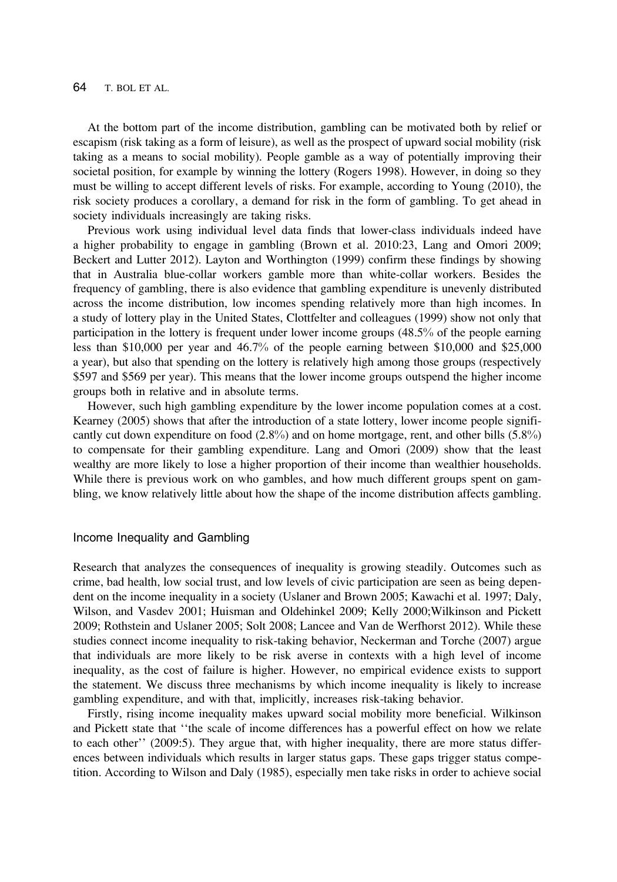At the bottom part of the income distribution, gambling can be motivated both by relief or escapism (risk taking as a form of leisure), as well as the prospect of upward social mobility (risk taking as a means to social mobility). People gamble as a way of potentially improving their societal position, for example by winning the lottery (Rogers 1998). However, in doing so they must be willing to accept different levels of risks. For example, according to Young (2010), the risk society produces a corollary, a demand for risk in the form of gambling. To get ahead in society individuals increasingly are taking risks.

Previous work using individual level data finds that lower-class individuals indeed have a higher probability to engage in gambling (Brown et al. 2010:23, Lang and Omori 2009; Beckert and Lutter 2012). Layton and Worthington (1999) confirm these findings by showing that in Australia blue-collar workers gamble more than white-collar workers. Besides the frequency of gambling, there is also evidence that gambling expenditure is unevenly distributed across the income distribution, low incomes spending relatively more than high incomes. In a study of lottery play in the United States, Clottfelter and colleagues (1999) show not only that participation in the lottery is frequent under lower income groups (48.5% of the people earning less than \$10,000 per year and 46.7% of the people earning between \$10,000 and \$25,000 a year), but also that spending on the lottery is relatively high among those groups (respectively \$597 and \$569 per year). This means that the lower income groups outspend the higher income groups both in relative and in absolute terms.

However, such high gambling expenditure by the lower income population comes at a cost. Kearney (2005) shows that after the introduction of a state lottery, lower income people significantly cut down expenditure on food (2.8%) and on home mortgage, rent, and other bills (5.8%) to compensate for their gambling expenditure. Lang and Omori (2009) show that the least wealthy are more likely to lose a higher proportion of their income than wealthier households. While there is previous work on who gambles, and how much different groups spent on gambling, we know relatively little about how the shape of the income distribution affects gambling.

## Income Inequality and Gambling

Research that analyzes the consequences of inequality is growing steadily. Outcomes such as crime, bad health, low social trust, and low levels of civic participation are seen as being dependent on the income inequality in a society (Uslaner and Brown 2005; Kawachi et al. 1997; Daly, Wilson, and Vasdev 2001; Huisman and Oldehinkel 2009; Kelly 2000;Wilkinson and Pickett 2009; Rothstein and Uslaner 2005; Solt 2008; Lancee and Van de Werfhorst 2012). While these studies connect income inequality to risk-taking behavior, Neckerman and Torche (2007) argue that individuals are more likely to be risk averse in contexts with a high level of income inequality, as the cost of failure is higher. However, no empirical evidence exists to support the statement. We discuss three mechanisms by which income inequality is likely to increase gambling expenditure, and with that, implicitly, increases risk-taking behavior.

Firstly, rising income inequality makes upward social mobility more beneficial. Wilkinson and Pickett state that ''the scale of income differences has a powerful effect on how we relate to each other'' (2009:5). They argue that, with higher inequality, there are more status differences between individuals which results in larger status gaps. These gaps trigger status competition. According to Wilson and Daly (1985), especially men take risks in order to achieve social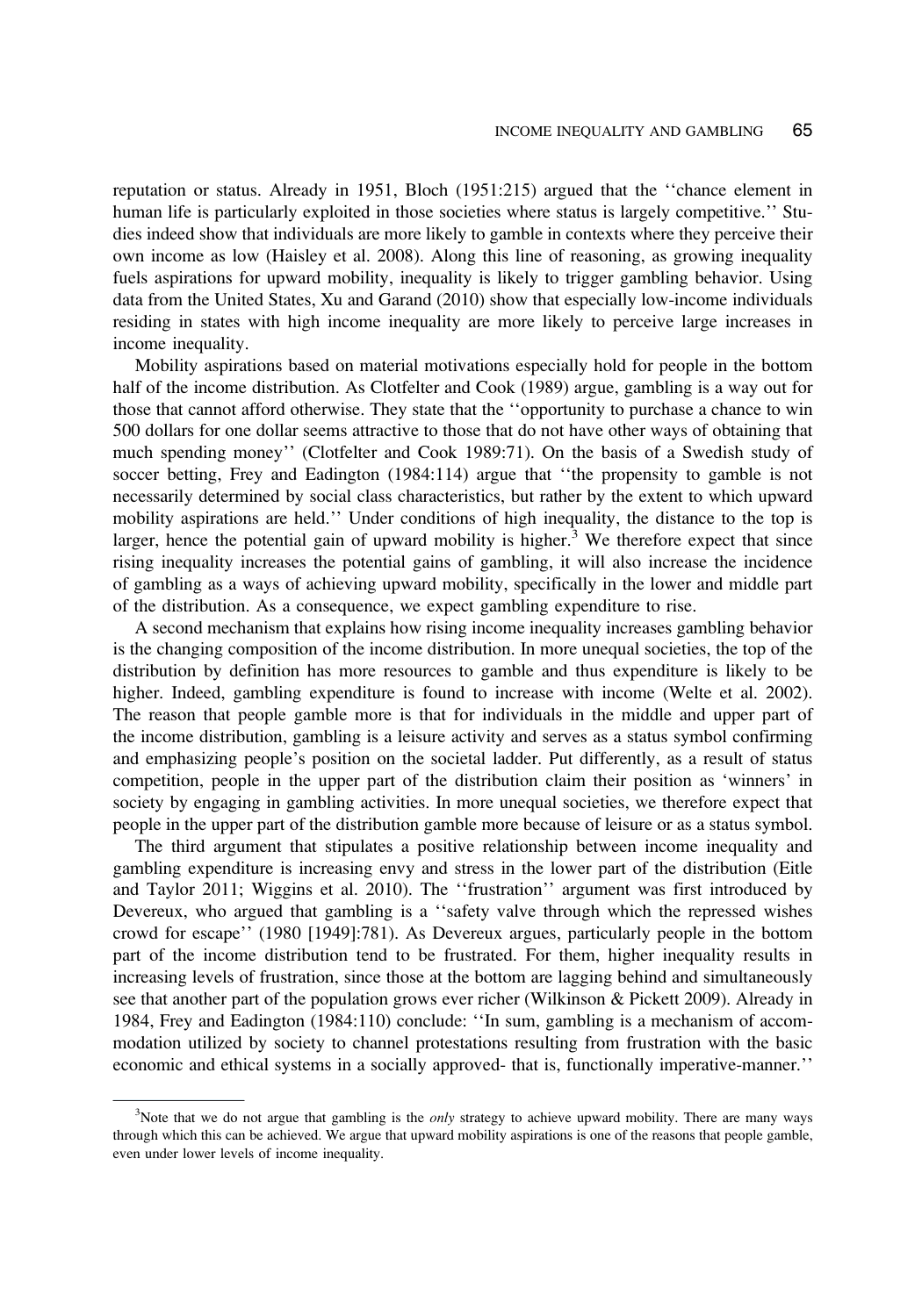reputation or status. Already in 1951, Bloch (1951:215) argued that the ''chance element in human life is particularly exploited in those societies where status is largely competitive.'' Studies indeed show that individuals are more likely to gamble in contexts where they perceive their own income as low (Haisley et al. 2008). Along this line of reasoning, as growing inequality fuels aspirations for upward mobility, inequality is likely to trigger gambling behavior. Using data from the United States, Xu and Garand (2010) show that especially low-income individuals residing in states with high income inequality are more likely to perceive large increases in income inequality.

Mobility aspirations based on material motivations especially hold for people in the bottom half of the income distribution. As Clotfelter and Cook (1989) argue, gambling is a way out for those that cannot afford otherwise. They state that the ''opportunity to purchase a chance to win 500 dollars for one dollar seems attractive to those that do not have other ways of obtaining that much spending money'' (Clotfelter and Cook 1989:71). On the basis of a Swedish study of soccer betting, Frey and Eadington (1984:114) argue that ''the propensity to gamble is not necessarily determined by social class characteristics, but rather by the extent to which upward mobility aspirations are held.'' Under conditions of high inequality, the distance to the top is larger, hence the potential gain of upward mobility is higher.[3] We therefore expect that since rising inequality increases the potential gains of gambling, it will also increase the incidence of gambling as a ways of achieving upward mobility, specifically in the lower and middle part of the distribution. As a consequence, we expect gambling expenditure to rise.

A second mechanism that explains how rising income inequality increases gambling behavior is the changing composition of the income distribution. In more unequal societies, the top of the distribution by definition has more resources to gamble and thus expenditure is likely to be higher. Indeed, gambling expenditure is found to increase with income (Welte et al. 2002). The reason that people gamble more is that for individuals in the middle and upper part of the income distribution, gambling is a leisure activity and serves as a status symbol confirming and emphasizing people's position on the societal ladder. Put differently, as a result of status competition, people in the upper part of the distribution claim their position as 'winners' in society by engaging in gambling activities. In more unequal societies, we therefore expect that people in the upper part of the distribution gamble more because of leisure or as a status symbol.

The third argument that stipulates a positive relationship between income inequality and gambling expenditure is increasing envy and stress in the lower part of the distribution (Eitle and Taylor 2011; Wiggins et al. 2010). The ''frustration'' argument was first introduced by Devereux, who argued that gambling is a ''safety valve through which the repressed wishes crowd for escape'' (1980 [1949]:781). As Devereux argues, particularly people in the bottom part of the income distribution tend to be frustrated. For them, higher inequality results in increasing levels of frustration, since those at the bottom are lagging behind and simultaneously see that another part of the population grows ever richer (Wilkinson & Pickett 2009). Already in 1984, Frey and Eadington (1984:110) conclude: ''In sum, gambling is a mechanism of accommodation utilized by society to channel protestations resulting from frustration with the basic economic and ethical systems in a socially approved- that is, functionally imperative-manner.''

[3]Note that we do not argue that gambling is the *only* strategy to achieve upward mobility. There are many ways through which this can be achieved. We argue that upward mobility aspirations is one of the reasons that people gamble, even under lower levels of income inequality.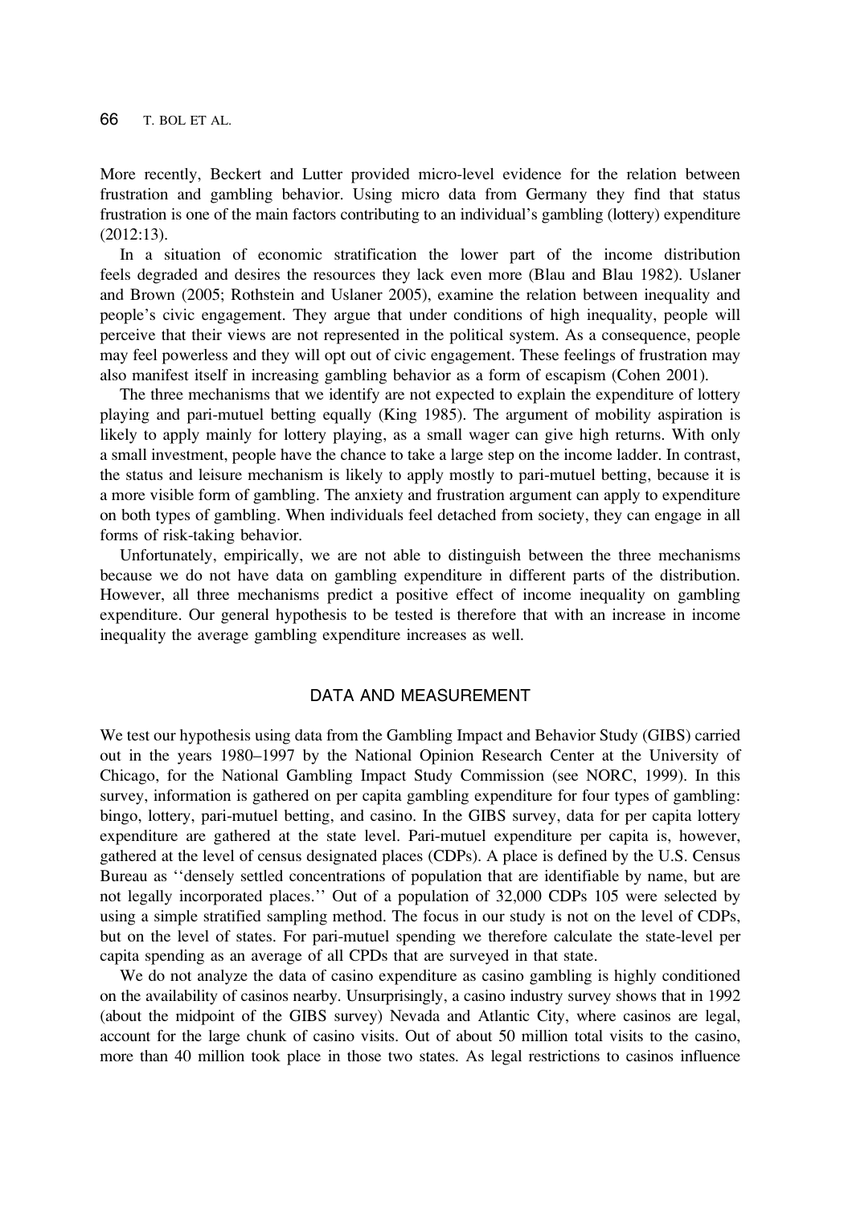More recently, Beckert and Lutter provided micro-level evidence for the relation between frustration and gambling behavior. Using micro data from Germany they find that status frustration is one of the main factors contributing to an individual's gambling (lottery) expenditure (2012:13).

In a situation of economic stratification the lower part of the income distribution feels degraded and desires the resources they lack even more (Blau and Blau 1982). Uslaner and Brown (2005; Rothstein and Uslaner 2005), examine the relation between inequality and people's civic engagement. They argue that under conditions of high inequality, people will perceive that their views are not represented in the political system. As a consequence, people may feel powerless and they will opt out of civic engagement. These feelings of frustration may also manifest itself in increasing gambling behavior as a form of escapism (Cohen 2001).

The three mechanisms that we identify are not expected to explain the expenditure of lottery playing and pari-mutuel betting equally (King 1985). The argument of mobility aspiration is likely to apply mainly for lottery playing, as a small wager can give high returns. With only a small investment, people have the chance to take a large step on the income ladder. In contrast, the status and leisure mechanism is likely to apply mostly to pari-mutuel betting, because it is a more visible form of gambling. The anxiety and frustration argument can apply to expenditure on both types of gambling. When individuals feel detached from society, they can engage in all forms of risk-taking behavior.

Unfortunately, empirically, we are not able to distinguish between the three mechanisms because we do not have data on gambling expenditure in different parts of the distribution. However, all three mechanisms predict a positive effect of income inequality on gambling expenditure. Our general hypothesis to be tested is therefore that with an increase in income inequality the average gambling expenditure increases as well.

## DATA AND MEASUREMENT

We test our hypothesis using data from the Gambling Impact and Behavior Study (GIBS) carried out in the years 1980–1997 by the National Opinion Research Center at the University of Chicago, for the National Gambling Impact Study Commission (see NORC, 1999). In this survey, information is gathered on per capita gambling expenditure for four types of gambling: bingo, lottery, pari-mutuel betting, and casino. In the GIBS survey, data for per capita lottery expenditure are gathered at the state level. Pari-mutuel expenditure per capita is, however, gathered at the level of census designated places (CDPs). A place is defined by the U.S. Census Bureau as ''densely settled concentrations of population that are identifiable by name, but are not legally incorporated places.'' Out of a population of 32,000 CDPs 105 were selected by using a simple stratified sampling method. The focus in our study is not on the level of CDPs, but on the level of states. For pari-mutuel spending we therefore calculate the state-level per capita spending as an average of all CPDs that are surveyed in that state.

We do not analyze the data of casino expenditure as casino gambling is highly conditioned on the availability of casinos nearby. Unsurprisingly, a casino industry survey shows that in 1992 (about the midpoint of the GIBS survey) Nevada and Atlantic City, where casinos are legal, account for the large chunk of casino visits. Out of about 50 million total visits to the casino, more than 40 million took place in those two states. As legal restrictions to casinos influence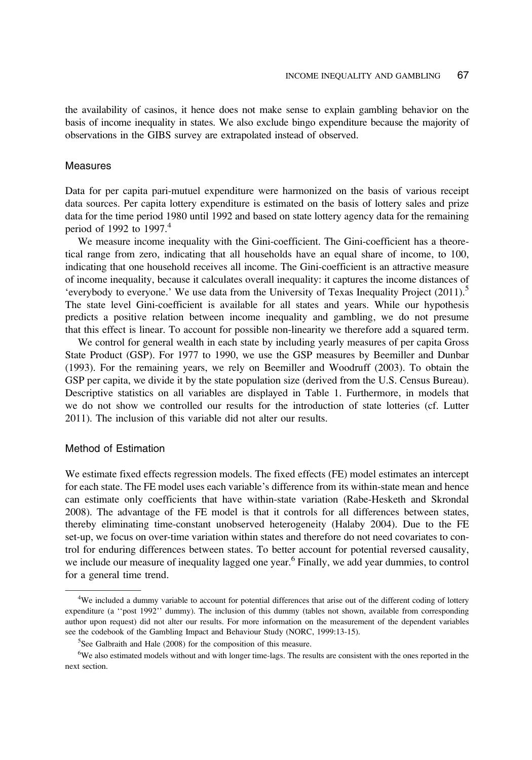the availability of casinos, it hence does not make sense to explain gambling behavior on the basis of income inequality in states. We also exclude bingo expenditure because the majority of observations in the GIBS survey are extrapolated instead of observed.

## Measures

Data for per capita pari-mutuel expenditure were harmonized on the basis of various receipt data sources. Per capita lottery expenditure is estimated on the basis of lottery sales and prize data for the time period 1980 until 1992 and based on state lottery agency data for the remaining period of 1992 to 1997.[4]

We measure income inequality with the Gini-coefficient. The Gini-coefficient has a theoretical range from zero, indicating that all households have an equal share of income, to 100, indicating that one household receives all income. The Gini-coefficient is an attractive measure of income inequality, because it calculates overall inequality: it captures the income distances of 'everybody to everyone.' We use data from the University of Texas Inequality Project (2011).[5] The state level Gini-coefficient is available for all states and years. While our hypothesis predicts a positive relation between income inequality and gambling, we do not presume that this effect is linear. To account for possible non-linearity we therefore add a squared term.

We control for general wealth in each state by including yearly measures of per capita Gross State Product (GSP). For 1977 to 1990, we use the GSP measures by Beemiller and Dunbar (1993). For the remaining years, we rely on Beemiller and Woodruff (2003). To obtain the GSP per capita, we divide it by the state population size (derived from the U.S. Census Bureau). Descriptive statistics on all variables are displayed in Table 1. Furthermore, in models that we do not show we controlled our results for the introduction of state lotteries (cf. Lutter 2011). The inclusion of this variable did not alter our results.

## Method of Estimation

We estimate fixed effects regression models. The fixed effects (FE) model estimates an intercept for each state. The FE model uses each variable's difference from its within-state mean and hence can estimate only coefficients that have within-state variation (Rabe-Hesketh and Skrondal 2008). The advantage of the FE model is that it controls for all differences between states, thereby eliminating time-constant unobserved heterogeneity (Halaby 2004). Due to the FE set-up, we focus on over-time variation within states and therefore do not need covariates to control for enduring differences between states. To better account for potential reversed causality, we include our measure of inequality lagged one year.[6] Finally, we add year dummies, to control for a general time trend.

---

[4] We included a dummy variable to account for potential differences that arise out of the different coding of lottery expenditure (a ''post 1992'' dummy). The inclusion of this dummy (tables not shown, available from corresponding author upon request) did not alter our results. For more information on the measurement of the dependent variables see the codebook of the Gambling Impact and Behaviour Study (NORC, 1999:13-15).

[5] See Galbraith and Hale (2008) for the composition of this measure.

[6] We also estimated models without and with longer time-lags. The results are consistent with the ones reported in the next section.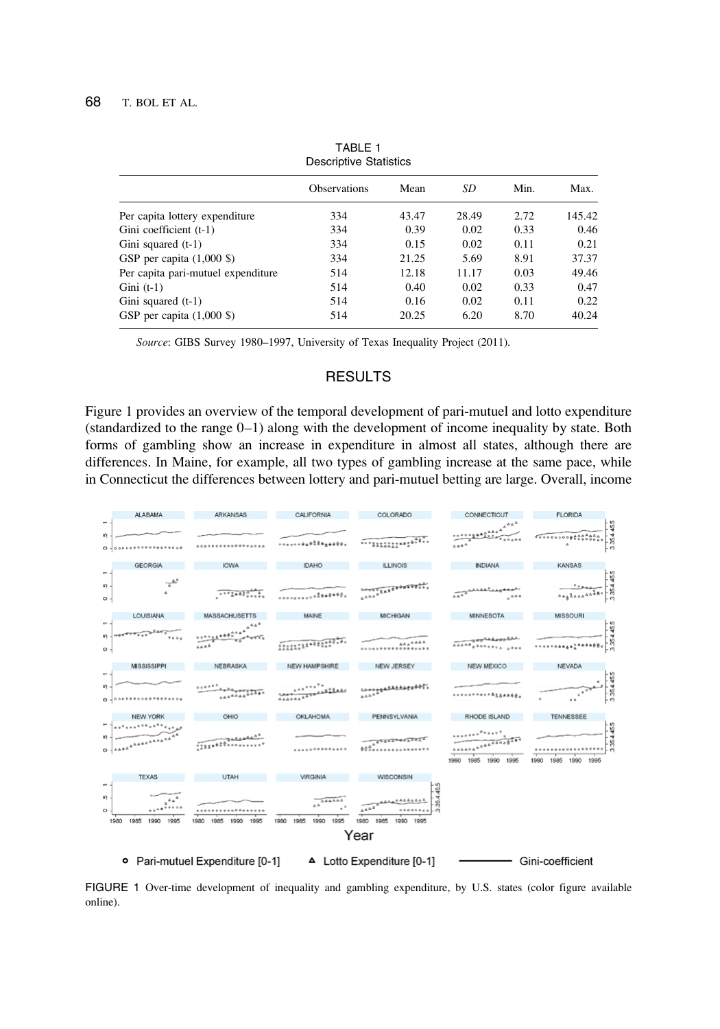TABLE 1
Descriptive Statistics

| | Observations | Mean | *SD* | Min. | Max. |
|---|---|---|---|---|---|
| Per capita lottery expenditure | 334 | 43.47 | 28.49 | 2.72 | 145.42 |
| Gini coefficient (t-1) | 334 | 0.39 | 0.02 | 0.33 | 0.46 |
| Gini squared (t-1) | 334 | 0.15 | 0.02 | 0.11 | 0.21 |
| GSP per capita (1,000 $) | 334 | 21.25 | 5.69 | 8.91 | 37.37 |
| Per capita pari-mutuel expenditure | 514 | 12.18 | 11.17 | 0.03 | 49.46 |
| Gini (t-1) | 514 | 0.40 | 0.02 | 0.33 | 0.47 |
| Gini squared (t-1) | 514 | 0.16 | 0.02 | 0.11 | 0.22 |
| GSP per capita (1,000 $) | 514 | 20.25 | 6.20 | 8.70 | 40.24 |

*Source*: GIBS Survey 1980–1997, University of Texas Inequality Project (2011).

## RESULTS

Figure 1 provides an overview of the temporal development of pari-mutuel and lotto expenditure (standardized to the range 0–1) along with the development of income inequality by state. Both forms of gambling show an increase in expenditure in almost all states, although there are differences. In Maine, for example, all two types of gambling increase at the same pace, while in Connecticut the differences between lottery and pari-mutuel betting are large. Overall, income

FIGURE 1 Over-time development of inequality and gambling expenditure, by U.S. states (color figure available online).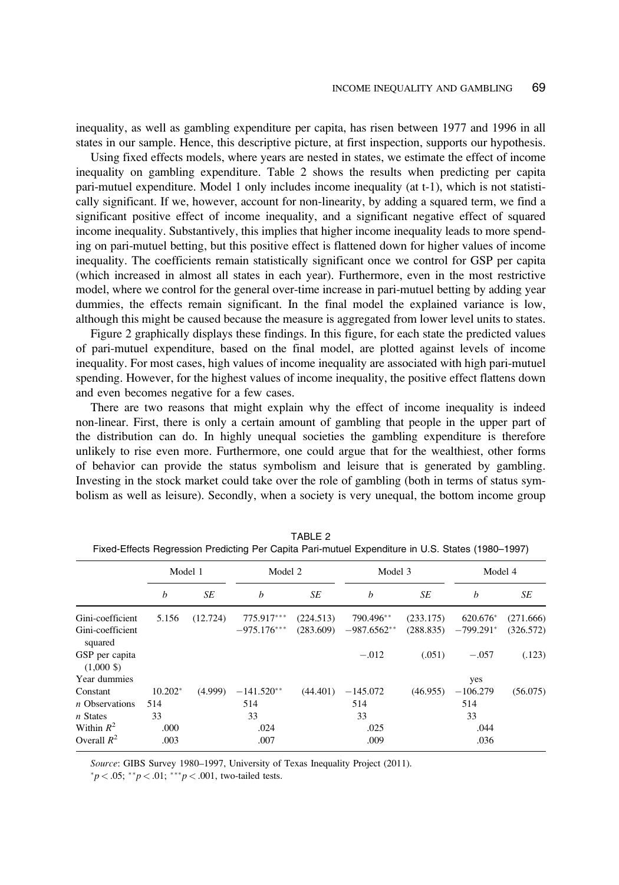inequality, as well as gambling expenditure per capita, has risen between 1977 and 1996 in all states in our sample. Hence, this descriptive picture, at first inspection, supports our hypothesis.

Using fixed effects models, where years are nested in states, we estimate the effect of income inequality on gambling expenditure. Table 2 shows the results when predicting per capita pari-mutuel expenditure. Model 1 only includes income inequality (at t-1), which is not statistically significant. If we, however, account for non-linearity, by adding a squared term, we find a significant positive effect of income inequality, and a significant negative effect of squared income inequality. Substantively, this implies that higher income inequality leads to more spending on pari-mutuel betting, but this positive effect is flattened down for higher values of income inequality. The coefficients remain statistically significant once we control for GSP per capita (which increased in almost all states in each year). Furthermore, even in the most restrictive model, where we control for the general over-time increase in pari-mutuel betting by adding year dummies, the effects remain significant. In the final model the explained variance is low, although this might be caused because the measure is aggregated from lower level units to states.

Figure 2 graphically displays these findings. In this figure, for each state the predicted values of pari-mutuel expenditure, based on the final model, are plotted against levels of income inequality. For most cases, high values of income inequality are associated with high pari-mutuel spending. However, for the highest values of income inequality, the positive effect flattens down and even becomes negative for a few cases.

There are two reasons that might explain why the effect of income inequality is indeed non-linear. First, there is only a certain amount of gambling that people in the upper part of the distribution can do. In highly unequal societies the gambling expenditure is therefore unlikely to rise even more. Furthermore, one could argue that for the wealthiest, other forms of behavior can provide the status symbolism and leisure that is generated by gambling. Investing in the stock market could take over the role of gambling (both in terms of status symbolism as well as leisure). Secondly, when a society is very unequal, the bottom income group

TABLE 2
Fixed-Effects Regression Predicting Per Capita Pari-mutuel Expenditure in U.S. States (1980–1997)

| | Model 1 | | Model 2 | | Model 3 | | Model 4 | |
|---|---|---|---|---|---|---|---|---|
| | *b* | *SE* | *b* | *SE* | *b* | *SE* | *b* | *SE* |
| Gini-coefficient | 5.156 | (12.724) | 775.917*** | (224.513) | 790.496** | (233.175) | 620.676* | (271.666) |
| Gini-coefficient squared | | | −975.176*** | (283.609) | −987.6562** | (288.835) | −799.291* | (326.572) |
| GSP per capita (1,000 $) | | | | | −.012 | (.051) | −.057 | (.123) |
| Year dummies | | | | | | | yes | |
| Constant | 10.202* | (4.999) | −141.520** | (44.401) | −145.072 | (46.955) | −106.279 | (56.075) |
| *n* Observations | 514 | | 514 | | 514 | | 514 | |
| *n* States | 33 | | 33 | | 33 | | 33 | |
| Within $R^2$ | .000 | | .024 | | .025 | | .044 | |
| Overall $R^2$ | .003 | | .007 | | .009 | | .036 | |

*Source*: GIBS Survey 1980–1997, University of Texas Inequality Project (2011).
$^{*}p < .05$; $^{**}p < .01$; $^{***}p < .001$, two-tailed tests.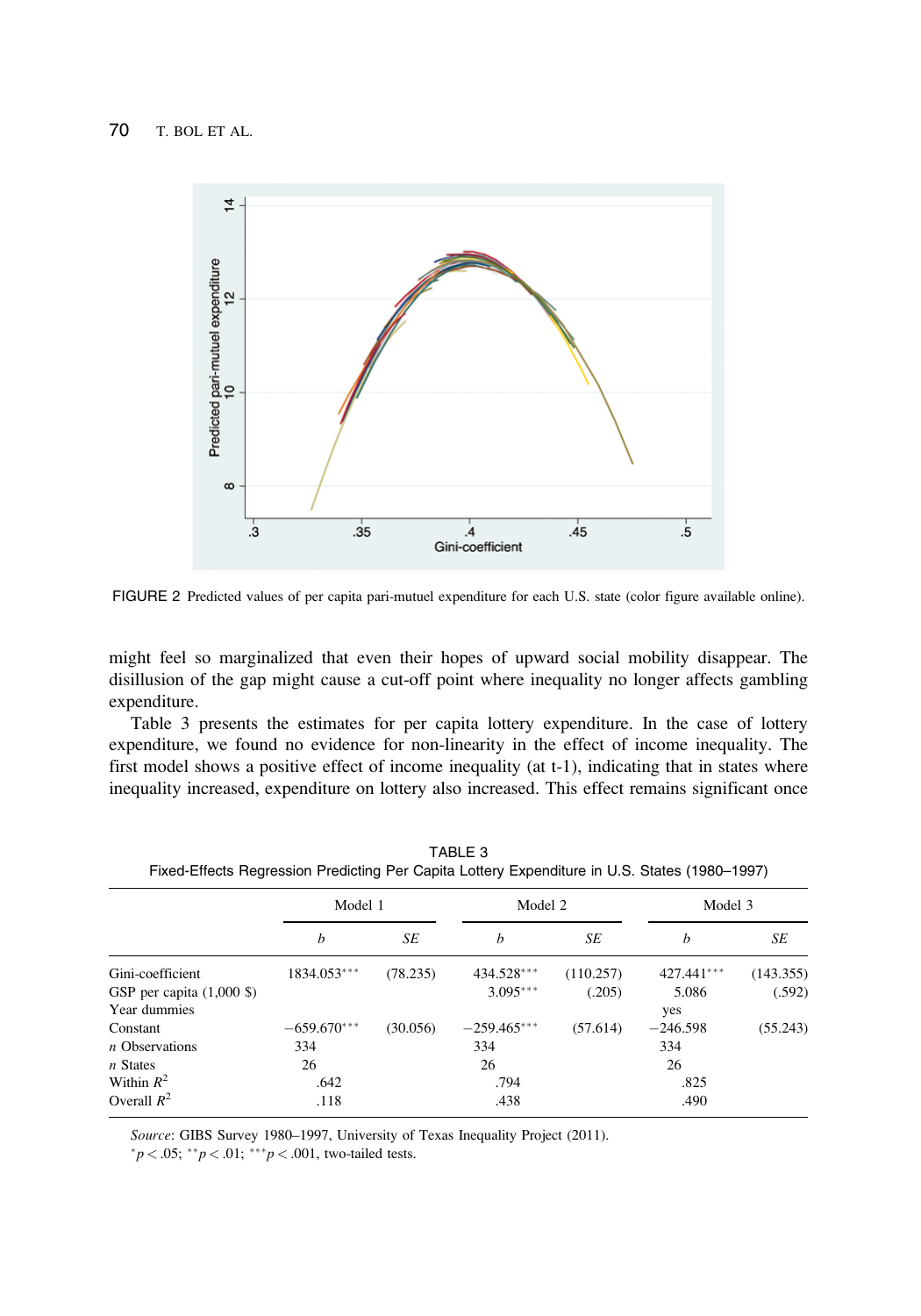FIGURE 2 Predicted values of per capita pari-mutuel expenditure for each U.S. state (color figure available online).

might feel so marginalized that even their hopes of upward social mobility disappear. The disillusion of the gap might cause a cut-off point where inequality no longer affects gambling expenditure.

Table 3 presents the estimates for per capita lottery expenditure. In the case of lottery expenditure, we found no evidence for non-linearity in the effect of income inequality. The first model shows a positive effect of income inequality (at t-1), indicating that in states where inequality increased, expenditure on lottery also increased. This effect remains significant once

TABLE 3
Fixed-Effects Regression Predicting Per Capita Lottery Expenditure in U.S. States (1980–1997)

| | Model 1 | | Model 2 | | Model 3 | |
|---|---|---|---|---|---|---|
| | *b* | *SE* | *b* | *SE* | *b* | *SE* |
| Gini-coefficient | 1834.053*** | (78.235) | 434.528*** | (110.257) | 427.441*** | (143.355) |
| GSP per capita (1,000 $) | | | 3.095*** | (.205) | 5.086 | (.592) |
| Year dummies | | | | | yes | |
| Constant | −659.670*** | (30.056) | −259.465*** | (57.614) | −246.598 | (55.243) |
| *n* Observations | 334 | | 334 | | 334 | |
| *n* States | 26 | | 26 | | 26 | |
| Within $R^2$ | .642 | | .794 | | .825 | |
| Overall $R^2$ | .118 | | .438 | | .490 | |

*Source*: GIBS Survey 1980–1997, University of Texas Inequality Project (2011).
*$p < .05$; **$p < .01$; ***$p < .001$, two-tailed tests.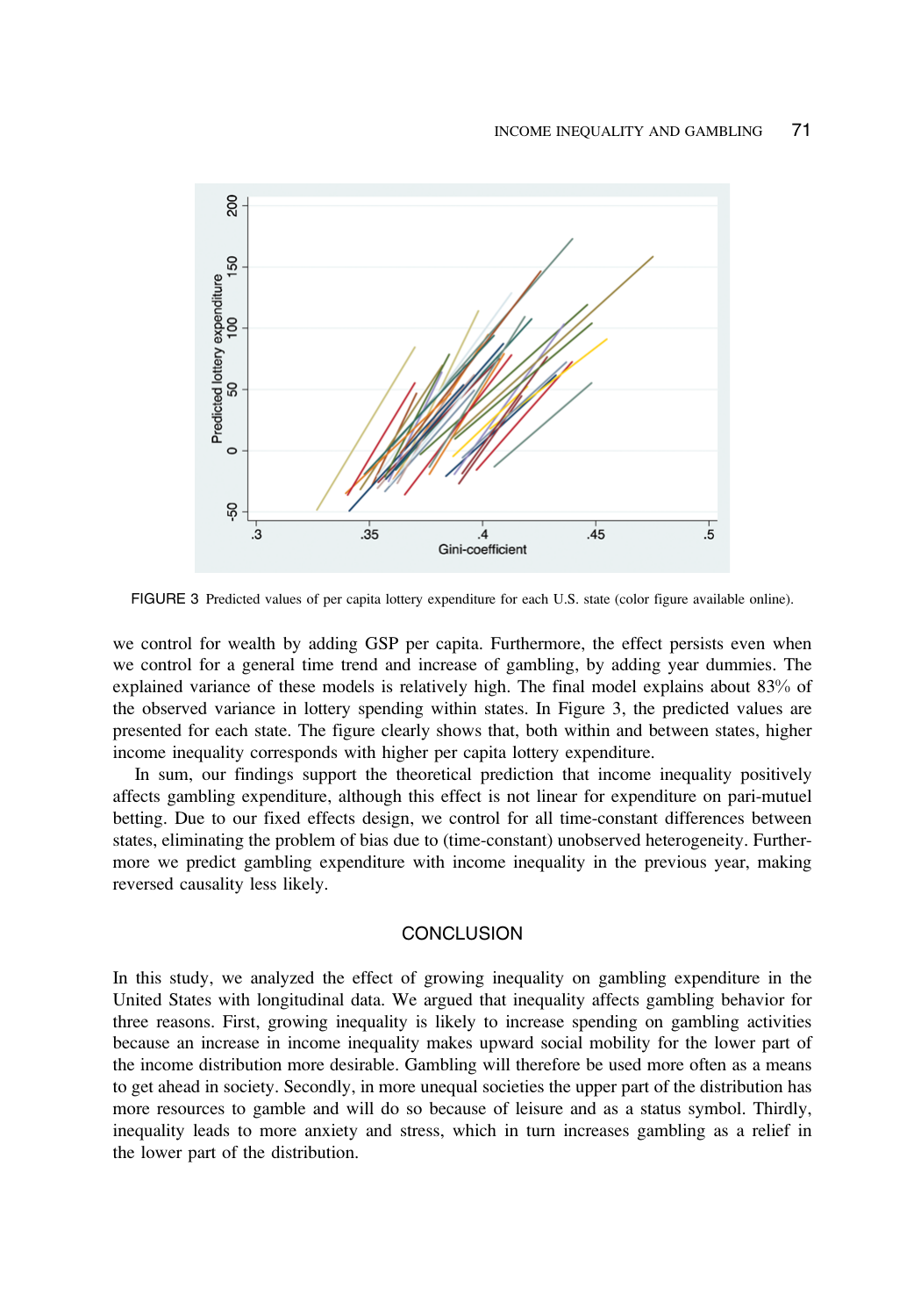FIGURE 3 Predicted values of per capita lottery expenditure for each U.S. state (color figure available online).

we control for wealth by adding GSP per capita. Furthermore, the effect persists even when we control for a general time trend and increase of gambling, by adding year dummies. The explained variance of these models is relatively high. The final model explains about 83% of the observed variance in lottery spending within states. In Figure 3, the predicted values are presented for each state. The figure clearly shows that, both within and between states, higher income inequality corresponds with higher per capita lottery expenditure.

In sum, our findings support the theoretical prediction that income inequality positively affects gambling expenditure, although this effect is not linear for expenditure on pari-mutuel betting. Due to our fixed effects design, we control for all time-constant differences between states, eliminating the problem of bias due to (time-constant) unobserved heterogeneity. Furthermore we predict gambling expenditure with income inequality in the previous year, making reversed causality less likely.

## CONCLUSION

In this study, we analyzed the effect of growing inequality on gambling expenditure in the United States with longitudinal data. We argued that inequality affects gambling behavior for three reasons. First, growing inequality is likely to increase spending on gambling activities because an increase in income inequality makes upward social mobility for the lower part of the income distribution more desirable. Gambling will therefore be used more often as a means to get ahead in society. Secondly, in more unequal societies the upper part of the distribution has more resources to gamble and will do so because of leisure and as a status symbol. Thirdly, inequality leads to more anxiety and stress, which in turn increases gambling as a relief in the lower part of the distribution.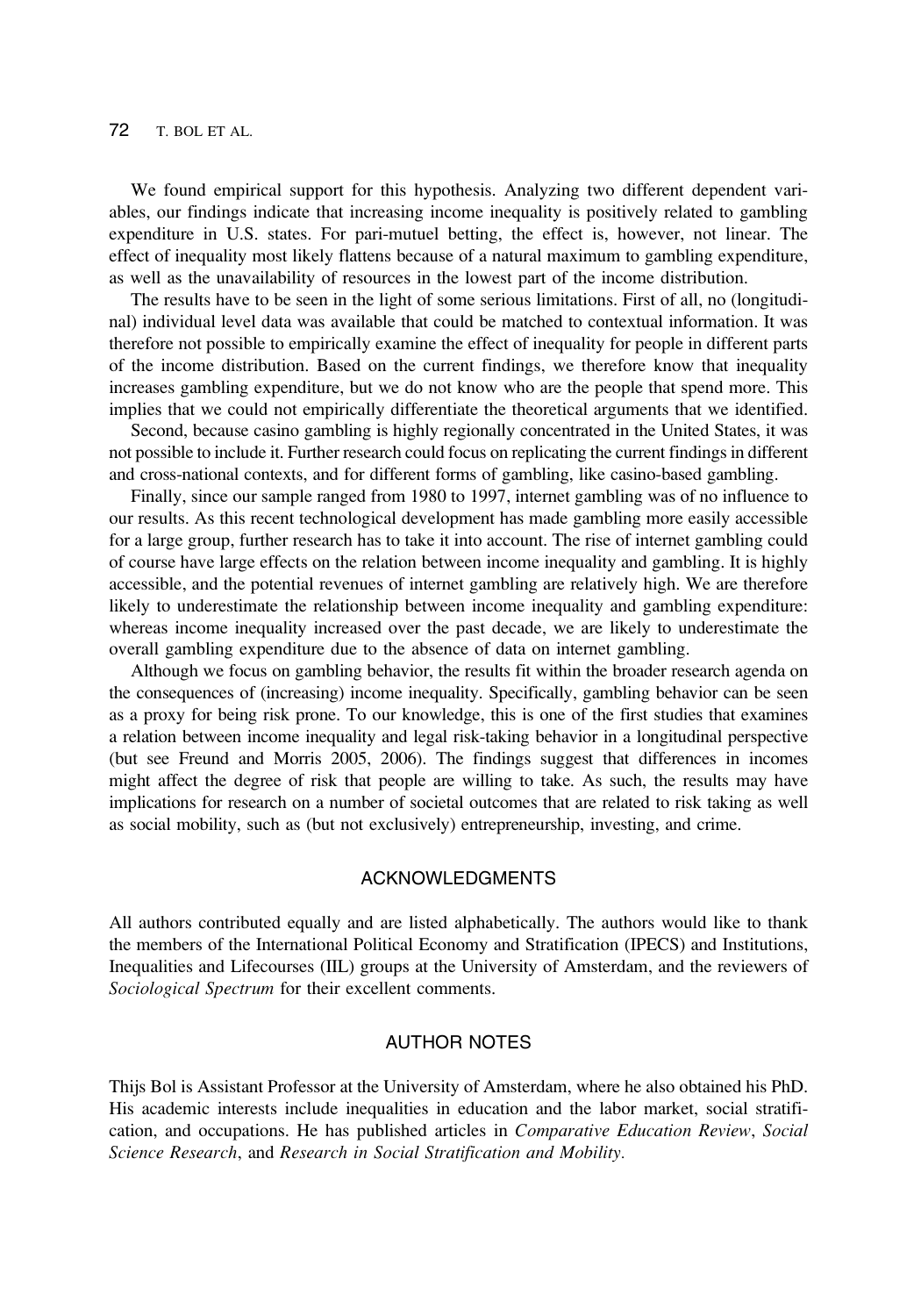We found empirical support for this hypothesis. Analyzing two different dependent variables, our findings indicate that increasing income inequality is positively related to gambling expenditure in U.S. states. For pari-mutuel betting, the effect is, however, not linear. The effect of inequality most likely flattens because of a natural maximum to gambling expenditure, as well as the unavailability of resources in the lowest part of the income distribution.

The results have to be seen in the light of some serious limitations. First of all, no (longitudinal) individual level data was available that could be matched to contextual information. It was therefore not possible to empirically examine the effect of inequality for people in different parts of the income distribution. Based on the current findings, we therefore know that inequality increases gambling expenditure, but we do not know who are the people that spend more. This implies that we could not empirically differentiate the theoretical arguments that we identified.

Second, because casino gambling is highly regionally concentrated in the United States, it was not possible to include it. Further research could focus on replicating the current findings in different and cross-national contexts, and for different forms of gambling, like casino-based gambling.

Finally, since our sample ranged from 1980 to 1997, internet gambling was of no influence to our results. As this recent technological development has made gambling more easily accessible for a large group, further research has to take it into account. The rise of internet gambling could of course have large effects on the relation between income inequality and gambling. It is highly accessible, and the potential revenues of internet gambling are relatively high. We are therefore likely to underestimate the relationship between income inequality and gambling expenditure: whereas income inequality increased over the past decade, we are likely to underestimate the overall gambling expenditure due to the absence of data on internet gambling.

Although we focus on gambling behavior, the results fit within the broader research agenda on the consequences of (increasing) income inequality. Specifically, gambling behavior can be seen as a proxy for being risk prone. To our knowledge, this is one of the first studies that examines a relation between income inequality and legal risk-taking behavior in a longitudinal perspective (but see Freund and Morris 2005, 2006). The findings suggest that differences in incomes might affect the degree of risk that people are willing to take. As such, the results may have implications for research on a number of societal outcomes that are related to risk taking as well as social mobility, such as (but not exclusively) entrepreneurship, investing, and crime.

## ACKNOWLEDGMENTS

All authors contributed equally and are listed alphabetically. The authors would like to thank the members of the International Political Economy and Stratification (IPECS) and Institutions, Inequalities and Lifecourses (IIL) groups at the University of Amsterdam, and the reviewers of *Sociological Spectrum* for their excellent comments.

## AUTHOR NOTES

Thijs Bol is Assistant Professor at the University of Amsterdam, where he also obtained his PhD. His academic interests include inequalities in education and the labor market, social stratification, and occupations. He has published articles in *Comparative Education Review*, *Social Science Research*, and *Research in Social Stratification and Mobility*.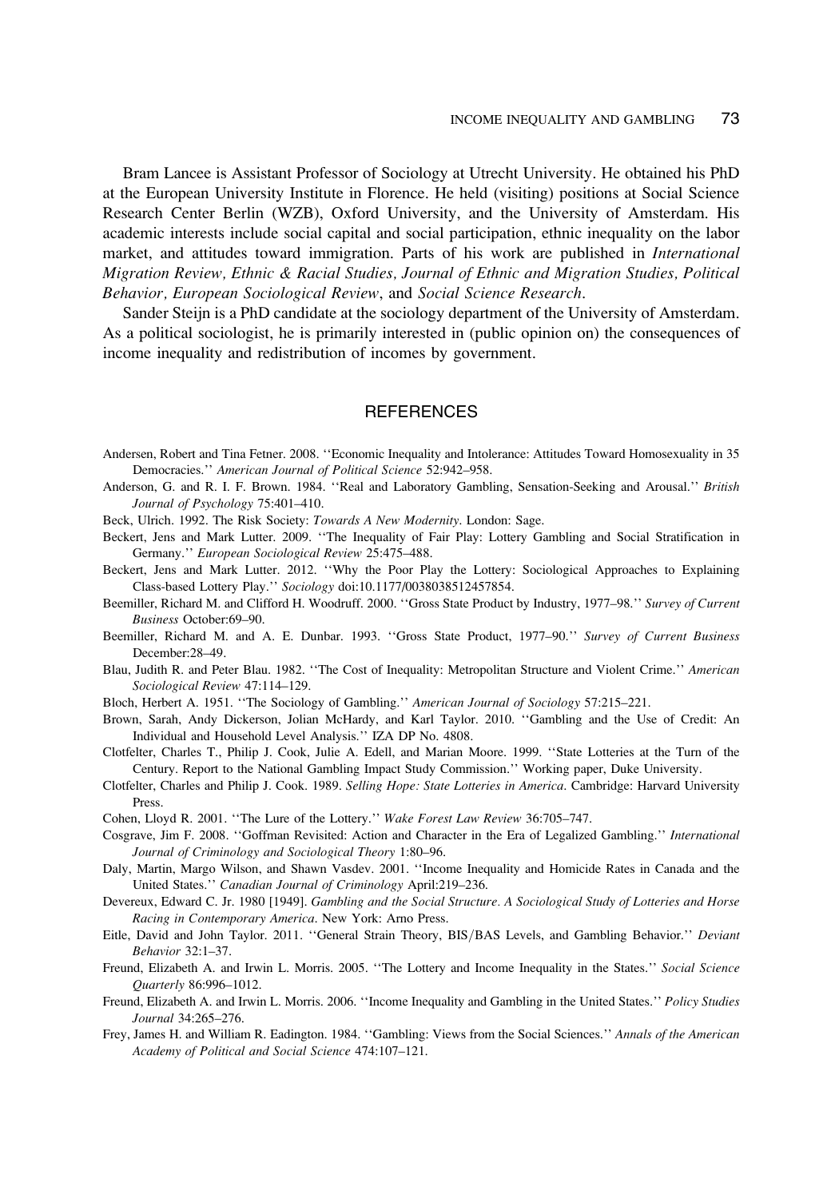Bram Lancee is Assistant Professor of Sociology at Utrecht University. He obtained his PhD at the European University Institute in Florence. He held (visiting) positions at Social Science Research Center Berlin (WZB), Oxford University, and the University of Amsterdam. His academic interests include social capital and social participation, ethnic inequality on the labor market, and attitudes toward immigration. Parts of his work are published in *International Migration Review, Ethnic & Racial Studies, Journal of Ethnic and Migration Studies, Political Behavior, European Sociological Review*, and *Social Science Research*.

Sander Steijn is a PhD candidate at the sociology department of the University of Amsterdam. As a political sociologist, he is primarily interested in (public opinion on) the consequences of income inequality and redistribution of incomes by government.

## REFERENCES

Andersen, Robert and Tina Fetner. 2008. ''Economic Inequality and Intolerance: Attitudes Toward Homosexuality in 35 Democracies.'' *American Journal of Political Science* 52:942–958.

Anderson, G. and R. I. F. Brown. 1984. ''Real and Laboratory Gambling, Sensation-Seeking and Arousal.'' *British Journal of Psychology* 75:401–410.

Beck, Ulrich. 1992. The Risk Society: *Towards A New Modernity*. London: Sage.

Beckert, Jens and Mark Lutter. 2009. ''The Inequality of Fair Play: Lottery Gambling and Social Stratification in Germany.'' *European Sociological Review* 25:475–488.

Beckert, Jens and Mark Lutter. 2012. ''Why the Poor Play the Lottery: Sociological Approaches to Explaining Class-based Lottery Play.'' *Sociology* doi:10.1177/0038038512457854.

Beemiller, Richard M. and Clifford H. Woodruff. 2000. ''Gross State Product by Industry, 1977–98.'' *Survey of Current Business* October:69–90.

Beemiller, Richard M. and A. E. Dunbar. 1993. ''Gross State Product, 1977–90.'' *Survey of Current Business* December:28–49.

Blau, Judith R. and Peter Blau. 1982. ''The Cost of Inequality: Metropolitan Structure and Violent Crime.'' *American Sociological Review* 47:114–129.

Bloch, Herbert A. 1951. ''The Sociology of Gambling.'' *American Journal of Sociology* 57:215–221.

Brown, Sarah, Andy Dickerson, Jolian McHardy, and Karl Taylor. 2010. ''Gambling and the Use of Credit: An Individual and Household Level Analysis.'' IZA DP No. 4808.

Clotfelter, Charles T., Philip J. Cook, Julie A. Edell, and Marian Moore. 1999. ''State Lotteries at the Turn of the Century. Report to the National Gambling Impact Study Commission.'' Working paper, Duke University.

Clotfelter, Charles and Philip J. Cook. 1989. *Selling Hope: State Lotteries in America*. Cambridge: Harvard University Press.

Cohen, Lloyd R. 2001. ''The Lure of the Lottery.'' *Wake Forest Law Review* 36:705–747.

Cosgrave, Jim F. 2008. ''Goffman Revisited: Action and Character in the Era of Legalized Gambling.'' *International Journal of Criminology and Sociological Theory* 1:80–96.

Daly, Martin, Margo Wilson, and Shawn Vasdev. 2001. ''Income Inequality and Homicide Rates in Canada and the United States.'' *Canadian Journal of Criminology* April:219–236.

Devereux, Edward C. Jr. 1980 [1949]. *Gambling and the Social Structure. A Sociological Study of Lotteries and Horse Racing in Contemporary America*. New York: Arno Press.

Eitle, David and John Taylor. 2011. ''General Strain Theory, BIS/BAS Levels, and Gambling Behavior.'' *Deviant Behavior* 32:1–37.

Freund, Elizabeth A. and Irwin L. Morris. 2005. ''The Lottery and Income Inequality in the States.'' *Social Science Quarterly* 86:996–1012.

Freund, Elizabeth A. and Irwin L. Morris. 2006. ''Income Inequality and Gambling in the United States.'' *Policy Studies Journal* 34:265–276.

Frey, James H. and William R. Eadington. 1984. ''Gambling: Views from the Social Sciences.'' *Annals of the American Academy of Political and Social Science* 474:107–121.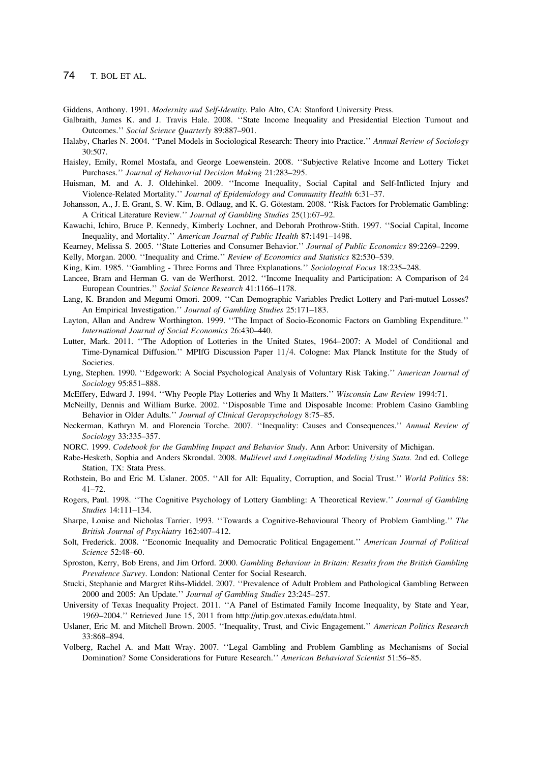Giddens, Anthony. 1991. *Modernity and Self-Identity*. Palo Alto, CA: Stanford University Press.

Galbraith, James K. and J. Travis Hale. 2008. ''State Income Inequality and Presidential Election Turnout and Outcomes.'' *Social Science Quarterly* 89:887–901.

Halaby, Charles N. 2004. ''Panel Models in Sociological Research: Theory into Practice.'' *Annual Review of Sociology* 30:507.

Haisley, Emily, Romel Mostafa, and George Loewenstein. 2008. ''Subjective Relative Income and Lottery Ticket Purchases.'' *Journal of Behavioral Decision Making* 21:283–295.

Huisman, M. and A. J. Oldehinkel. 2009. ''Income Inequality, Social Capital and Self-Inflicted Injury and Violence-Related Mortality.'' *Journal of Epidemiology and Community Health* 6:31–37.

Johansson, A., J. E. Grant, S. W. Kim, B. Odlaug, and K. G. Götestam. 2008. ''Risk Factors for Problematic Gambling: A Critical Literature Review.'' *Journal of Gambling Studies* 25(1):67–92.

Kawachi, Ichiro, Bruce P. Kennedy, Kimberly Lochner, and Deborah Prothrow-Stith. 1997. ''Social Capital, Income Inequality, and Mortality.'' *American Journal of Public Health* 87:1491–1498.

Kearney, Melissa S. 2005. ''State Lotteries and Consumer Behavior.'' *Journal of Public Economics* 89:2269–2299.

Kelly, Morgan. 2000. ''Inequality and Crime.'' *Review of Economics and Statistics* 82:530–539.

King, Kim. 1985. ''Gambling - Three Forms and Three Explanations.'' *Sociological Focus* 18:235–248.

Lancee, Bram and Herman G. van de Werfhorst. 2012. ''Income Inequality and Participation: A Comparison of 24 European Countries.'' *Social Science Research* 41:1166–1178.

Lang, K. Brandon and Megumi Omori. 2009. ''Can Demographic Variables Predict Lottery and Pari-mutuel Losses? An Empirical Investigation.'' *Journal of Gambling Studies* 25:171–183.

Layton, Allan and Andrew Worthington. 1999. ''The Impact of Socio-Economic Factors on Gambling Expenditure.'' *International Journal of Social Economics* 26:430–440.

Lutter, Mark. 2011. ''The Adoption of Lotteries in the United States, 1964–2007: A Model of Conditional and Time-Dynamical Diffusion.'' MPIfG Discussion Paper 11/4. Cologne: Max Planck Institute for the Study of Societies.

Lyng, Stephen. 1990. ''Edgework: A Social Psychological Analysis of Voluntary Risk Taking.'' *American Journal of Sociology* 95:851–888.

McEffery, Edward J. 1994. ''Why People Play Lotteries and Why It Matters.'' *Wisconsin Law Review* 1994:71.

McNeilly, Dennis and William Burke. 2002. ''Disposable Time and Disposable Income: Problem Casino Gambling Behavior in Older Adults.'' *Journal of Clinical Geropsychology* 8:75–85.

Neckerman, Kathryn M. and Florencia Torche. 2007. ''Inequality: Causes and Consequences.'' *Annual Review of Sociology* 33:335–357.

NORC. 1999. *Codebook for the Gambling Impact and Behavior Study*. Ann Arbor: University of Michigan.

Rabe-Hesketh, Sophia and Anders Skrondal. 2008. *Mulilevel and Longitudinal Modeling Using Stata*. 2nd ed. College Station, TX: Stata Press.

Rothstein, Bo and Eric M. Uslaner. 2005. ''All for All: Equality, Corruption, and Social Trust.'' *World Politics* 58: 41–72.

Rogers, Paul. 1998. ''The Cognitive Psychology of Lottery Gambling: A Theoretical Review.'' *Journal of Gambling Studies* 14:111–134.

Sharpe, Louise and Nicholas Tarrier. 1993. ''Towards a Cognitive-Behavioural Theory of Problem Gambling.'' *The British Journal of Psychiatry* 162:407–412.

Solt, Frederick. 2008. ''Economic Inequality and Democratic Political Engagement.'' *American Journal of Political Science* 52:48–60.

Sproston, Kerry, Bob Erens, and Jim Orford. 2000. *Gambling Behaviour in Britain: Results from the British Gambling Prevalence Survey*. London: National Center for Social Research.

Stucki, Stephanie and Margret Rihs-Middel. 2007. ''Prevalence of Adult Problem and Pathological Gambling Between 2000 and 2005: An Update.'' *Journal of Gambling Studies* 23:245–257.

University of Texas Inequality Project. 2011. ''A Panel of Estimated Family Income Inequality, by State and Year, 1969–2004.'' Retrieved June 15, 2011 from http://utip.gov.utexas.edu/data.html.

Uslaner, Eric M. and Mitchell Brown. 2005. ''Inequality, Trust, and Civic Engagement.'' *American Politics Research* 33:868–894.

Volberg, Rachel A. and Matt Wray. 2007. ''Legal Gambling and Problem Gambling as Mechanisms of Social Domination? Some Considerations for Future Research.'' *American Behavioral Scientist* 51:56–85.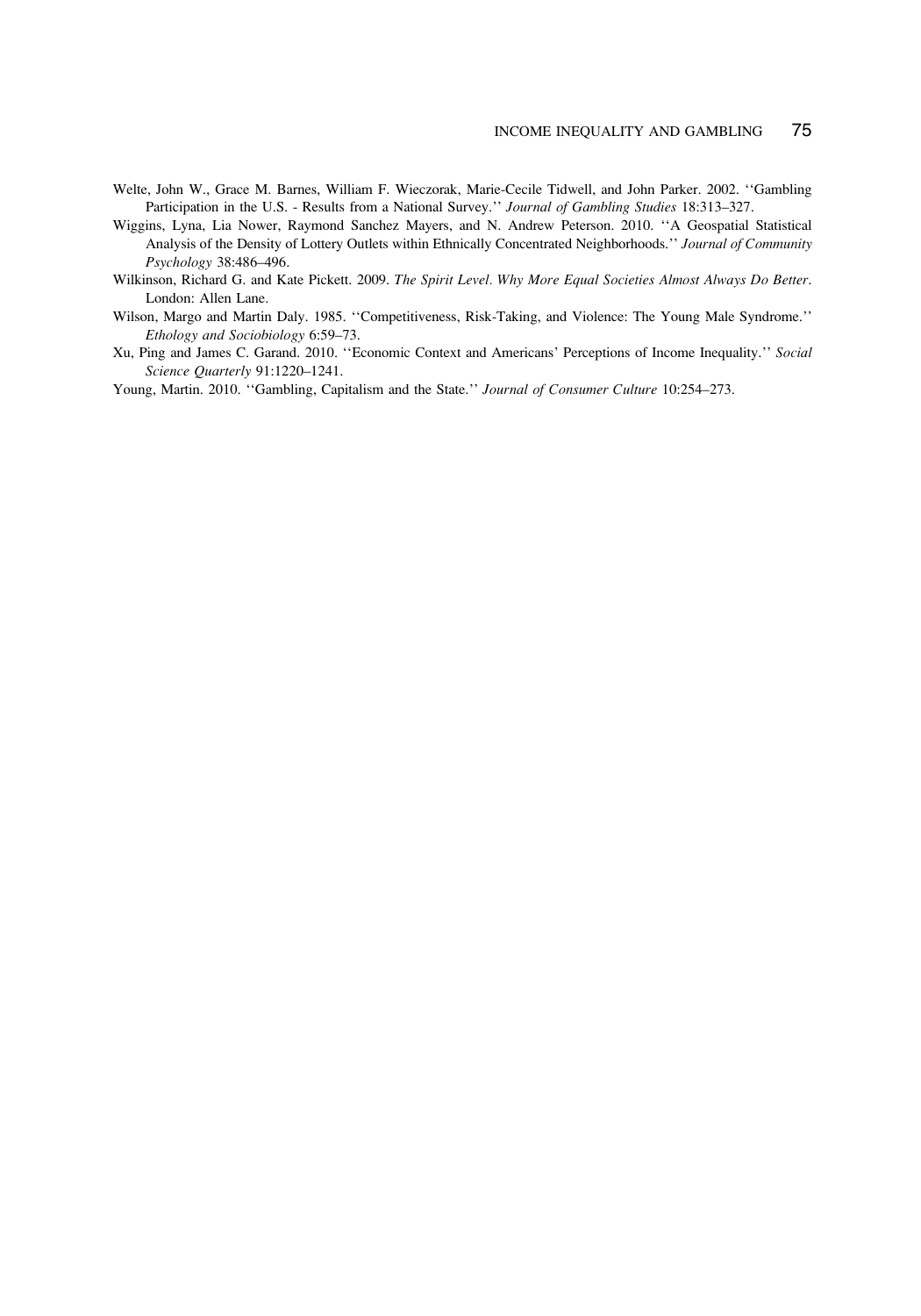Welte, John W., Grace M. Barnes, William F. Wieczorak, Marie-Cecile Tidwell, and John Parker. 2002. ''Gambling Participation in the U.S. - Results from a National Survey.'' *Journal of Gambling Studies* 18:313–327.

Wiggins, Lyna, Lia Nower, Raymond Sanchez Mayers, and N. Andrew Peterson. 2010. ''A Geospatial Statistical Analysis of the Density of Lottery Outlets within Ethnically Concentrated Neighborhoods.'' *Journal of Community Psychology* 38:486–496.

Wilkinson, Richard G. and Kate Pickett. 2009. *The Spirit Level. Why More Equal Societies Almost Always Do Better*. London: Allen Lane.

Wilson, Margo and Martin Daly. 1985. ''Competitiveness, Risk-Taking, and Violence: The Young Male Syndrome.'' *Ethology and Sociobiology* 6:59–73.

Xu, Ping and James C. Garand. 2010. ''Economic Context and Americans' Perceptions of Income Inequality.'' *Social Science Quarterly* 91:1220–1241.

Young, Martin. 2010. ''Gambling, Capitalism and the State.'' *Journal of Consumer Culture* 10:254–273.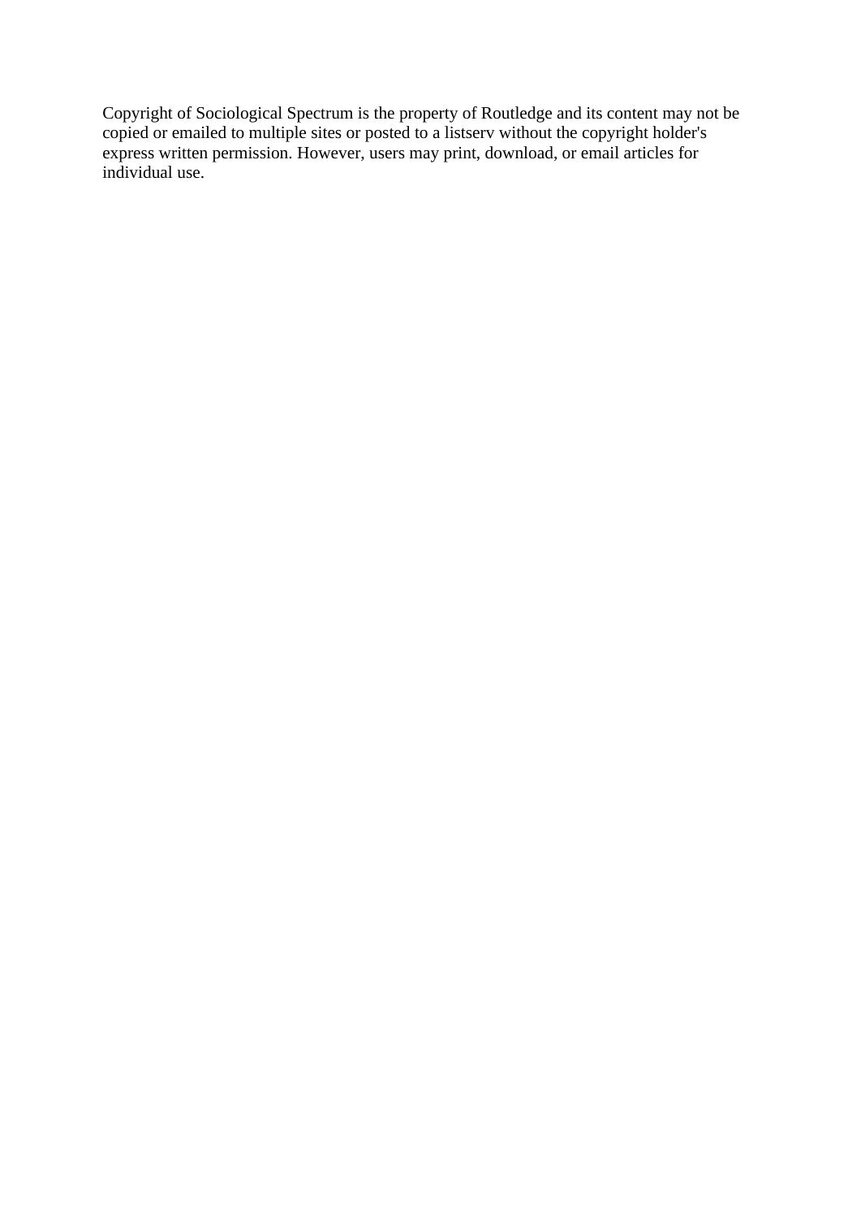Copyright of Sociological Spectrum is the property of Routledge and its content may not be copied or emailed to multiple sites or posted to a listserv without the copyright holder's express written permission. However, users may print, download, or email articles for individual use.